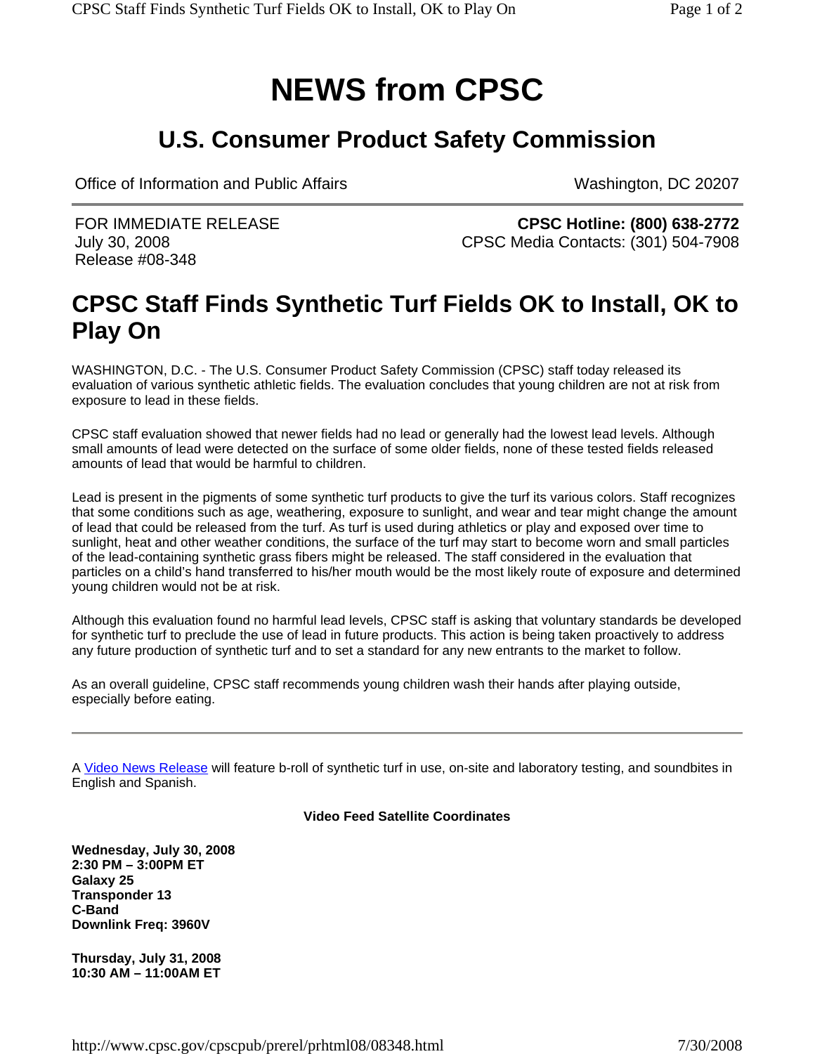# NEWS from CPSC

## U.S. Consumer Product Safety Commission

Office of Information and Public Affairs | Washington, DC 20207

FOR IMMEDIATE RELEASE
July 30, 2008
Release #08-348

**CPSC Hotline: (800) 638-2772**
CPSC Media Contacts: (301) 504-7908

## CPSC Staff Finds Synthetic Turf Fields OK to Install, OK to Play On

WASHINGTON, D.C. - The U.S. Consumer Product Safety Commission (CPSC) staff today released its evaluation of various synthetic athletic fields. The evaluation concludes that young children are not at risk from exposure to lead in these fields.

CPSC staff evaluation showed that newer fields had no lead or generally had the lowest lead levels. Although small amounts of lead were detected on the surface of some older fields, none of these tested fields released amounts of lead that would be harmful to children.

Lead is present in the pigments of some synthetic turf products to give the turf its various colors. Staff recognizes that some conditions such as age, weathering, exposure to sunlight, and wear and tear might change the amount of lead that could be released from the turf. As turf is used during athletics or play and exposed over time to sunlight, heat and other weather conditions, the surface of the turf may start to become worn and small particles of the lead-containing synthetic grass fibers might be released. The staff considered in the evaluation that particles on a child's hand transferred to his/her mouth would be the most likely route of exposure and determined young children would not be at risk.

Although this evaluation found no harmful lead levels, CPSC staff is asking that voluntary standards be developed for synthetic turf to preclude the use of lead in future products. This action is being taken proactively to address any future production of synthetic turf and to set a standard for any new entrants to the market to follow.

As an overall guideline, CPSC staff recommends young children wash their hands after playing outside, especially before eating.

---

A Video News Release will feature b-roll of synthetic turf in use, on-site and laboratory testing, and soundbites in English and Spanish.

**Video Feed Satellite Coordinates**

**Wednesday, July 30, 2008**
**2:30 PM – 3:00PM ET**
**Galaxy 25**
**Transponder 13**
**C-Band**
**Downlink Freq: 3960V**

**Thursday, July 31, 2008**
**10:30 AM – 11:00AM ET**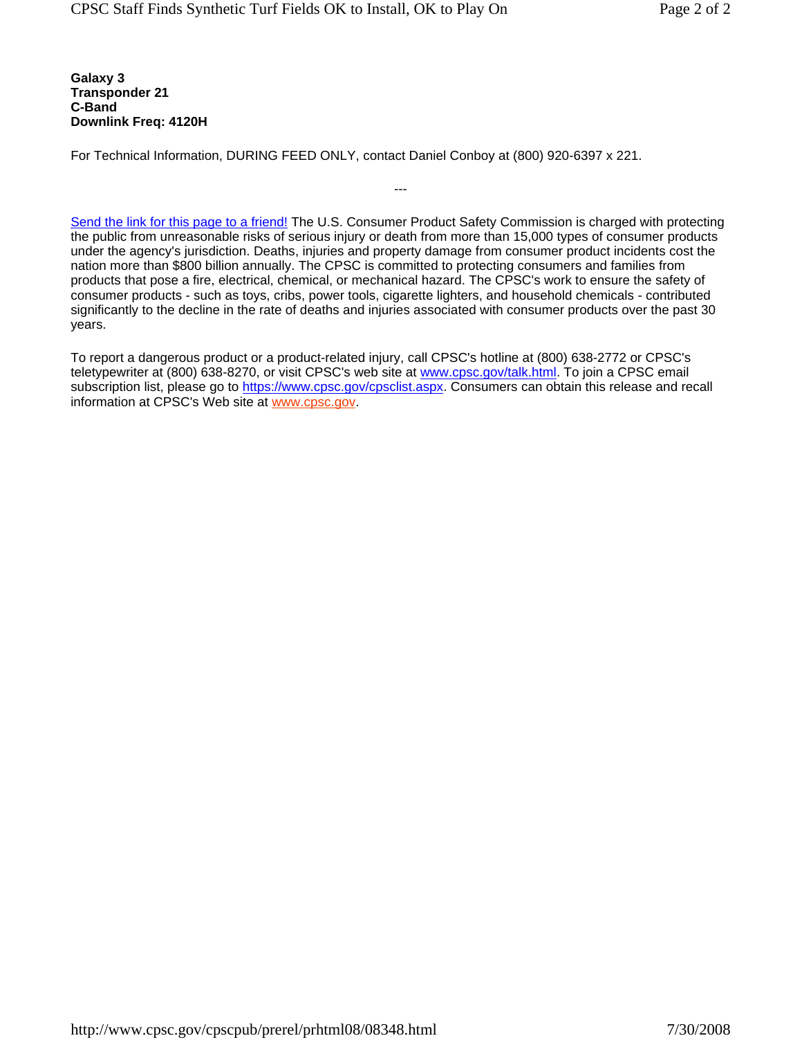**Galaxy 3**
**Transponder 21**
**C-Band**
**Downlink Freq: 4120H**

For Technical Information, DURING FEED ONLY, contact Daniel Conboy at (800) 920-6397 x 221.

---

Send the link for this page to a friend! The U.S. Consumer Product Safety Commission is charged with protecting the public from unreasonable risks of serious injury or death from more than 15,000 types of consumer products under the agency's jurisdiction. Deaths, injuries and property damage from consumer product incidents cost the nation more than $800 billion annually. The CPSC is committed to protecting consumers and families from products that pose a fire, electrical, chemical, or mechanical hazard. The CPSC's work to ensure the safety of consumer products - such as toys, cribs, power tools, cigarette lighters, and household chemicals - contributed significantly to the decline in the rate of deaths and injuries associated with consumer products over the past 30 years.

To report a dangerous product or a product-related injury, call CPSC's hotline at (800) 638-2772 or CPSC's teletypewriter at (800) 638-8270, or visit CPSC's web site at www.cpsc.gov/talk.html. To join a CPSC email subscription list, please go to https://www.cpsc.gov/cpsclist.aspx. Consumers can obtain this release and recall information at CPSC's Web site at www.cpsc.gov.